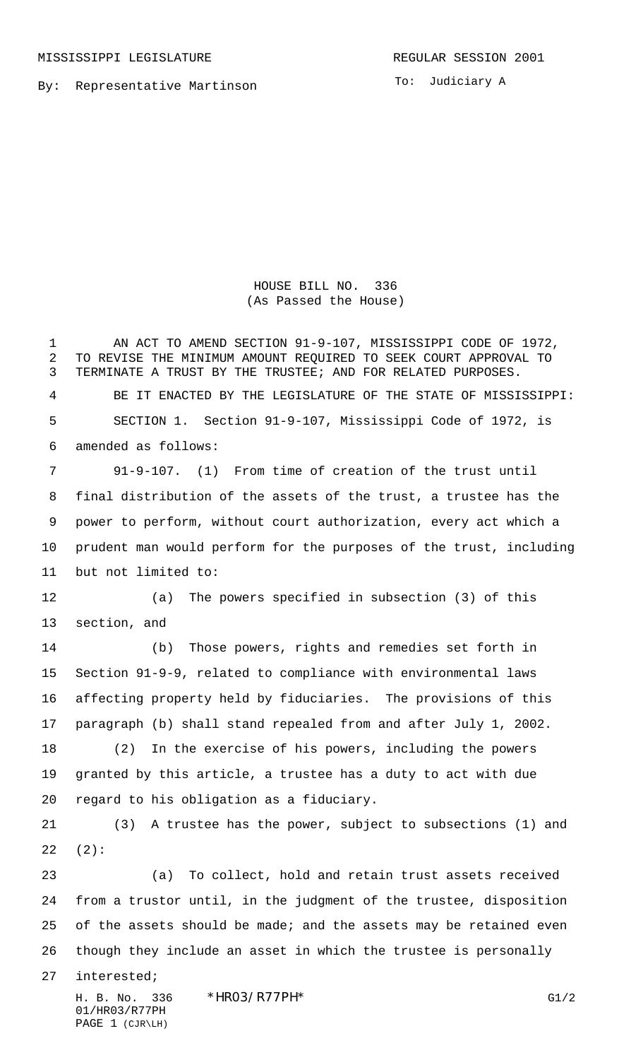MISSISSIPPI LEGISLATURE REGULAR SESSION 2001

By: Representative Martinson

To: Judiciary A

# HOUSE BILL NO. 336
(As Passed the House)

AN ACT TO AMEND SECTION 91-9-107, MISSISSIPPI CODE OF 1972, TO REVISE THE MINIMUM AMOUNT REQUIRED TO SEEK COURT APPROVAL TO TERMINATE A TRUST BY THE TRUSTEE; AND FOR RELATED PURPOSES.

BE IT ENACTED BY THE LEGISLATURE OF THE STATE OF MISSISSIPPI:

SECTION 1. Section 91-9-107, Mississippi Code of 1972, is amended as follows:

91-9-107. (1) From time of creation of the trust until final distribution of the assets of the trust, a trustee has the power to perform, without court authorization, every act which a prudent man would perform for the purposes of the trust, including but not limited to:

(a) The powers specified in subsection (3) of this section, and

(b) Those powers, rights and remedies set forth in Section 91-9-9, related to compliance with environmental laws affecting property held by fiduciaries. The provisions of this paragraph (b) shall stand repealed from and after July 1, 2002.

(2) In the exercise of his powers, including the powers granted by this article, a trustee has a duty to act with due regard to his obligation as a fiduciary.

(3) A trustee has the power, subject to subsections (1) and (2):

(a) To collect, hold and retain trust assets received from a trustor until, in the judgment of the trustee, disposition of the assets should be made; and the assets may be retained even though they include an asset in which the trustee is personally interested;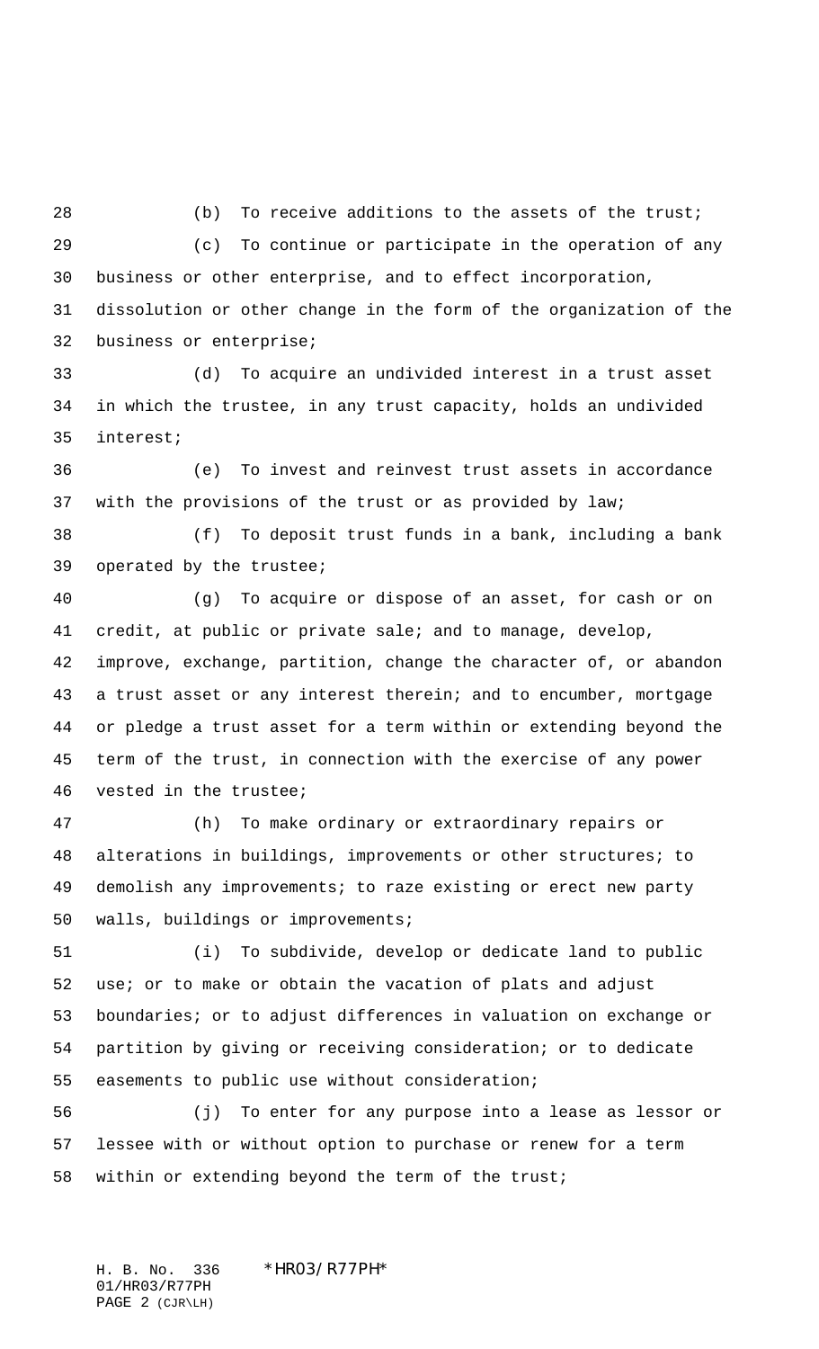(b) To receive additions to the assets of the trust;

(c) To continue or participate in the operation of any business or other enterprise, and to effect incorporation, dissolution or other change in the form of the organization of the business or enterprise;

(d) To acquire an undivided interest in a trust asset in which the trustee, in any trust capacity, holds an undivided interest;

(e) To invest and reinvest trust assets in accordance with the provisions of the trust or as provided by law;

(f) To deposit trust funds in a bank, including a bank operated by the trustee;

(g) To acquire or dispose of an asset, for cash or on credit, at public or private sale; and to manage, develop, improve, exchange, partition, change the character of, or abandon a trust asset or any interest therein; and to encumber, mortgage or pledge a trust asset for a term within or extending beyond the term of the trust, in connection with the exercise of any power vested in the trustee;

(h) To make ordinary or extraordinary repairs or alterations in buildings, improvements or other structures; to demolish any improvements; to raze existing or erect new party walls, buildings or improvements;

(i) To subdivide, develop or dedicate land to public use; or to make or obtain the vacation of plats and adjust boundaries; or to adjust differences in valuation on exchange or partition by giving or receiving consideration; or to dedicate easements to public use without consideration;

(j) To enter for any purpose into a lease as lessor or lessee with or without option to purchase or renew for a term within or extending beyond the term of the trust;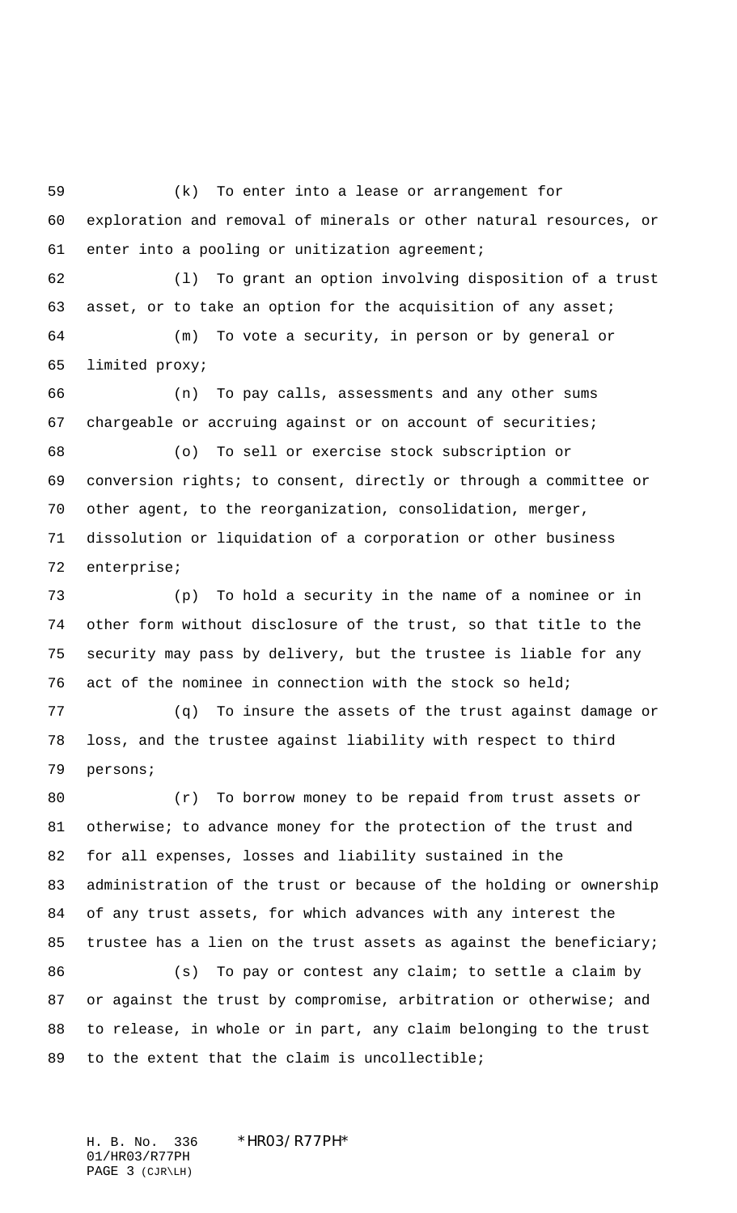(k) To enter into a lease or arrangement for exploration and removal of minerals or other natural resources, or enter into a pooling or unitization agreement;

(l) To grant an option involving disposition of a trust asset, or to take an option for the acquisition of any asset;

(m) To vote a security, in person or by general or limited proxy;

(n) To pay calls, assessments and any other sums chargeable or accruing against or on account of securities;

(o) To sell or exercise stock subscription or conversion rights; to consent, directly or through a committee or other agent, to the reorganization, consolidation, merger, dissolution or liquidation of a corporation or other business enterprise;

(p) To hold a security in the name of a nominee or in other form without disclosure of the trust, so that title to the security may pass by delivery, but the trustee is liable for any act of the nominee in connection with the stock so held;

(q) To insure the assets of the trust against damage or loss, and the trustee against liability with respect to third persons;

(r) To borrow money to be repaid from trust assets or otherwise; to advance money for the protection of the trust and for all expenses, losses and liability sustained in the administration of the trust or because of the holding or ownership of any trust assets, for which advances with any interest the trustee has a lien on the trust assets as against the beneficiary;

(s) To pay or contest any claim; to settle a claim by or against the trust by compromise, arbitration or otherwise; and to release, in whole or in part, any claim belonging to the trust to the extent that the claim is uncollectible;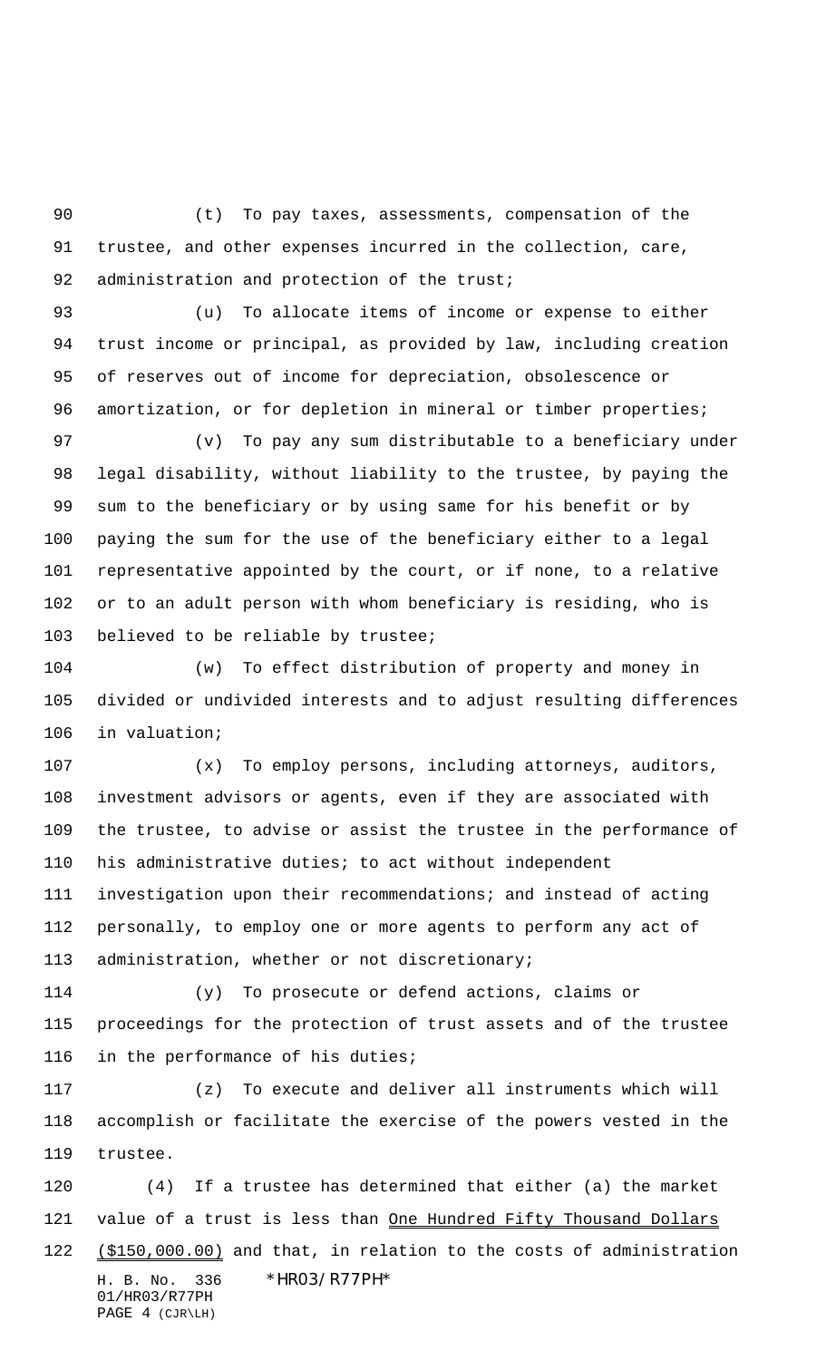(t) To pay taxes, assessments, compensation of the trustee, and other expenses incurred in the collection, care, administration and protection of the trust;

(u) To allocate items of income or expense to either trust income or principal, as provided by law, including creation of reserves out of income for depreciation, obsolescence or amortization, or for depletion in mineral or timber properties;

(v) To pay any sum distributable to a beneficiary under legal disability, without liability to the trustee, by paying the sum to the beneficiary or by using same for his benefit or by paying the sum for the use of the beneficiary either to a legal representative appointed by the court, or if none, to a relative or to an adult person with whom beneficiary is residing, who is believed to be reliable by trustee;

(w) To effect distribution of property and money in divided or undivided interests and to adjust resulting differences in valuation;

(x) To employ persons, including attorneys, auditors, investment advisors or agents, even if they are associated with the trustee, to advise or assist the trustee in the performance of his administrative duties; to act without independent investigation upon their recommendations; and instead of acting personally, to employ one or more agents to perform any act of administration, whether or not discretionary;

(y) To prosecute or defend actions, claims or proceedings for the protection of trust assets and of the trustee in the performance of his duties;

(z) To execute and deliver all instruments which will accomplish or facilitate the exercise of the powers vested in the trustee.

(4) If a trustee has determined that either (a) the market value of a trust is less than One Hundred Fifty Thousand Dollars ($150,000.00) and that, in relation to the costs of administration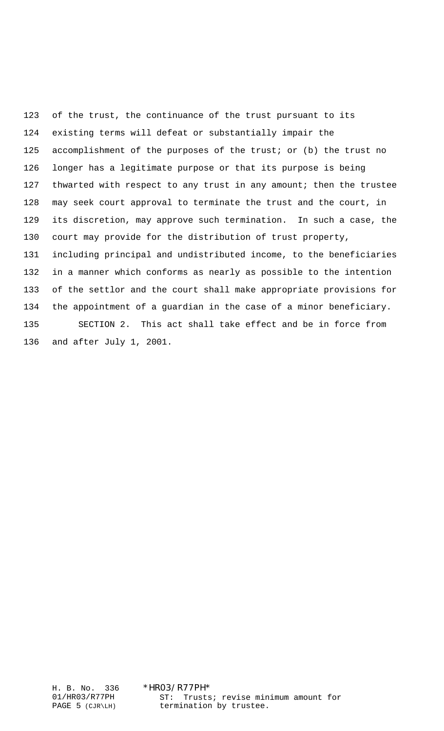of the trust, the continuance of the trust pursuant to its existing terms will defeat or substantially impair the accomplishment of the purposes of the trust; or (b) the trust no longer has a legitimate purpose or that its purpose is being thwarted with respect to any trust in any amount; then the trustee may seek court approval to terminate the trust and the court, in its discretion, may approve such termination. In such a case, the court may provide for the distribution of trust property, including principal and undistributed income, to the beneficiaries in a manner which conforms as nearly as possible to the intention of the settlor and the court shall make appropriate provisions for the appointment of a guardian in the case of a minor beneficiary.

SECTION 2. This act shall take effect and be in force from and after July 1, 2001.